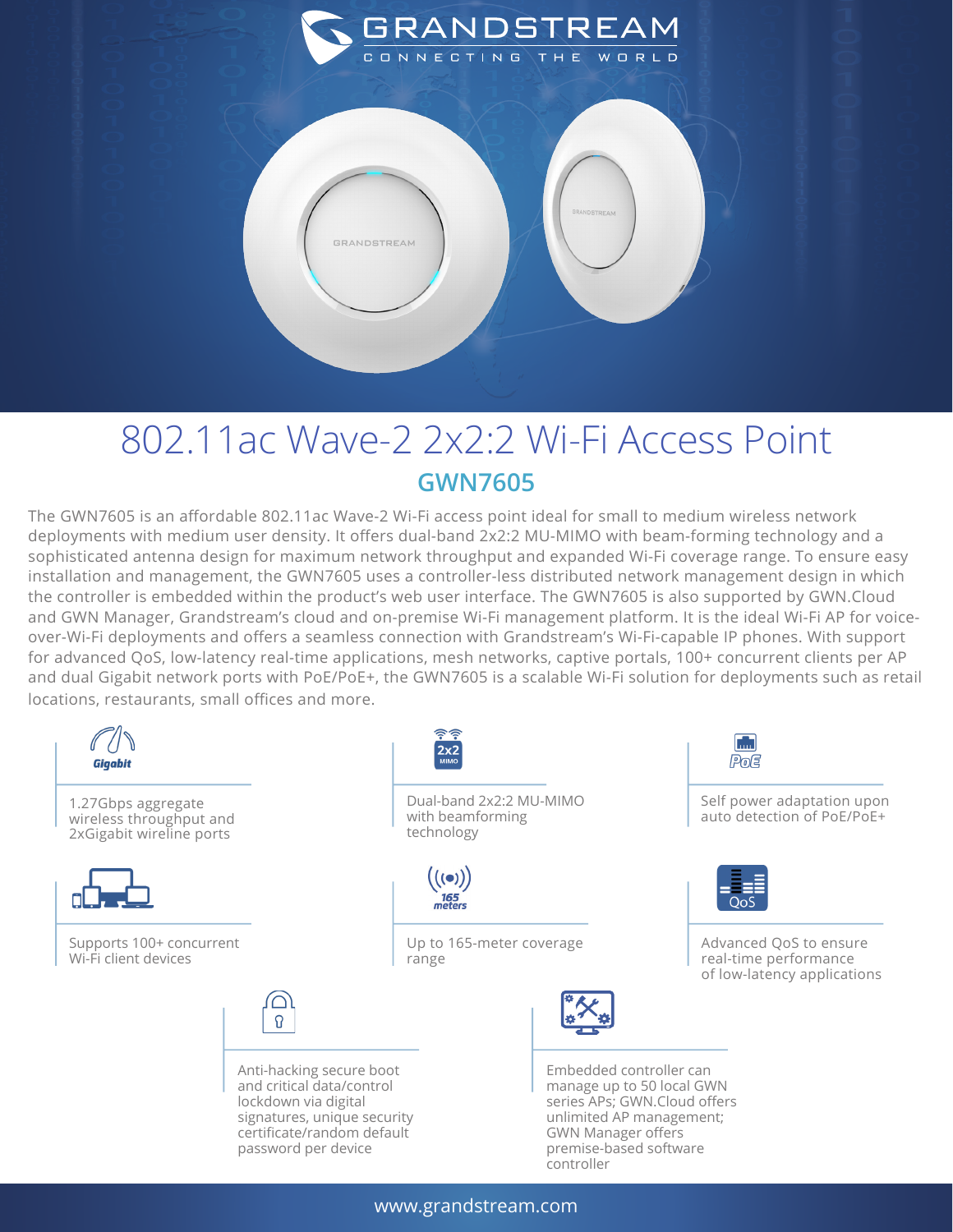GRANDSTREAM

CONNECTING THE WORLD

# 802.11ac Wave-2 2x2:2 Wi-Fi Access Point

## GWN7605

The GWN7605 is an affordable 802.11ac Wave-2 Wi-Fi access point ideal for small to medium wireless network deployments with medium user density. It offers dual-band 2x2:2 MU-MIMO with beam-forming technology and a sophisticated antenna design for maximum network throughput and expanded Wi-Fi coverage range. To ensure easy installation and management, the GWN7605 uses a controller-less distributed network management design in which the controller is embedded within the product's web user interface. The GWN7605 is also supported by GWN.Cloud and GWN Manager, Grandstream's cloud and on-premise Wi-Fi management platform. It is the ideal Wi-Fi AP for voice-over-Wi-Fi deployments and offers a seamless connection with Grandstream's Wi-Fi-capable IP phones. With support for advanced QoS, low-latency real-time applications, mesh networks, captive portals, 100+ concurrent clients per AP and dual Gigabit network ports with PoE/PoE+, the GWN7605 is a scalable Wi-Fi solution for deployments such as retail locations, restaurants, small offices and more.

- 1.27Gbps aggregate wireless throughput and 2xGigabit wireline ports
- Dual-band 2x2:2 MU-MIMO with beamforming technology
- Self power adaptation upon auto detection of PoE/PoE+
- Supports 100+ concurrent Wi-Fi client devices
- Up to 165-meter coverage range
- Advanced QoS to ensure real-time performance of low-latency applications
- Anti-hacking secure boot and critical data/control lockdown via digital signatures, unique security certificate/random default password per device
- Embedded controller can manage up to 50 local GWN series APs; GWN.Cloud offers unlimited AP management; GWN Manager offers premise-based software controller

www.grandstream.com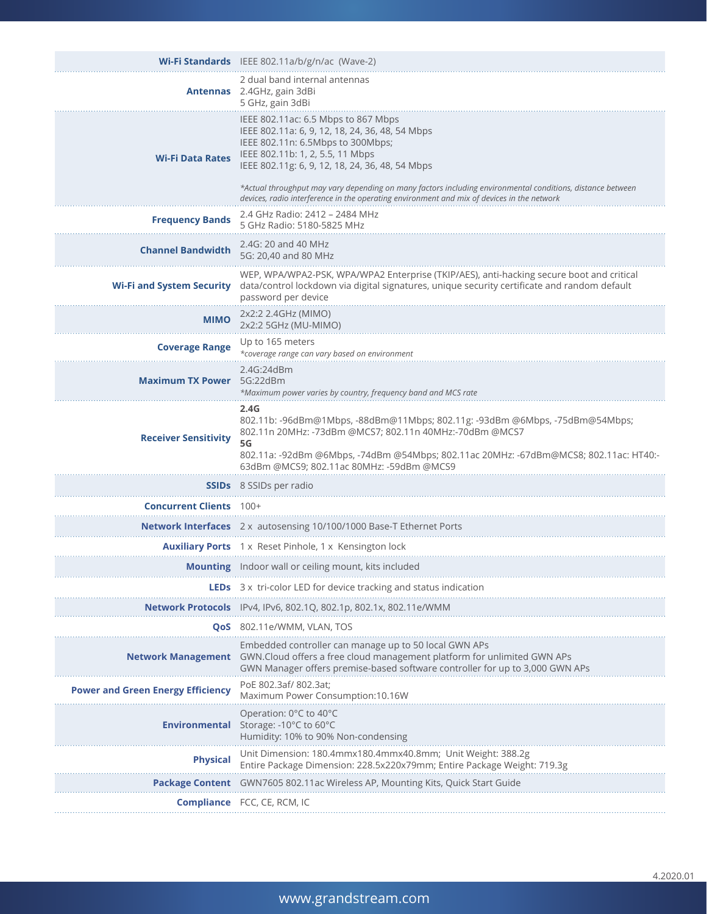| | |
|---|---|
| **Wi-Fi Standards** | IEEE 802.11a/b/g/n/ac (Wave-2) |
| **Antennas** | 2 dual band internal antennas<br>2.4GHz, gain 3dBi<br>5 GHz, gain 3dBi |
| **Wi-Fi Data Rates** | IEEE 802.11ac: 6.5 Mbps to 867 Mbps<br>IEEE 802.11a: 6, 9, 12, 18, 24, 36, 48, 54 Mbps<br>IEEE 802.11n: 6.5Mbps to 300Mbps;<br>IEEE 802.11b: 1, 2, 5.5, 11 Mbps<br>IEEE 802.11g: 6, 9, 12, 18, 24, 36, 48, 54 Mbps<br><br>*\*Actual throughput may vary depending on many factors including environmental conditions, distance between devices, radio interference in the operating environment and mix of devices in the network* |
| **Frequency Bands** | 2.4 GHz Radio: 2412 – 2484 MHz<br>5 GHz Radio: 5180-5825 MHz |
| **Channel Bandwidth** | 2.4G: 20 and 40 MHz<br>5G: 20,40 and 80 MHz |
| **Wi-Fi and System Security** | WEP, WPA/WPA2-PSK, WPA/WPA2 Enterprise (TKIP/AES), anti-hacking secure boot and critical data/control lockdown via digital signatures, unique security certificate and random default password per device |
| **MIMO** | 2x2:2 2.4GHz (MIMO)<br>2x2:2 5GHz (MU-MIMO) |
| **Coverage Range** | Up to 165 meters<br>*\*coverage range can vary based on environment* |
| **Maximum TX Power** | 2.4G:24dBm<br>5G:22dBm<br>*\*Maximum power varies by country, frequency band and MCS rate* |
| **Receiver Sensitivity** | **2.4G**<br>802.11b: -96dBm@1Mbps, -88dBm@11Mbps; 802.11g: -93dBm @6Mbps, -75dBm@54Mbps; 802.11n 20MHz: -73dBm @MCS7; 802.11n 40MHz:-70dBm @MCS7<br>**5G**<br>802.11a: -92dBm @6Mbps, -74dBm @54Mbps; 802.11ac 20MHz: -67dBm@MCS8; 802.11ac: HT40:-63dBm @MCS9; 802.11ac 80MHz: -59dBm @MCS9 |
| **SSIDs** | 8 SSIDs per radio |
| **Concurrent Clients** | 100+ |
| **Network Interfaces** | 2 x autosensing 10/100/1000 Base-T Ethernet Ports |
| **Auxiliary Ports** | 1 x Reset Pinhole, 1 x Kensington lock |
| **Mounting** | Indoor wall or ceiling mount, kits included |
| **LEDs** | 3 x tri-color LED for device tracking and status indication |
| **Network Protocols** | IPv4, IPv6, 802.1Q, 802.1p, 802.1x, 802.11e/WMM |
| **QoS** | 802.11e/WMM, VLAN, TOS |
| **Network Management** | Embedded controller can manage up to 50 local GWN APs<br>GWN.Cloud offers a free cloud management platform for unlimited GWN APs<br>GWN Manager offers premise-based software controller for up to 3,000 GWN APs |
| **Power and Green Energy Efficiency** | PoE 802.3af/ 802.3at;<br>Maximum Power Consumption:10.16W |
| **Environmental** | Operation: 0°C to 40°C<br>Storage: -10°C to 60°C<br>Humidity: 10% to 90% Non-condensing |
| **Physical** | Unit Dimension: 180.4mmx180.4mmx40.8mm; Unit Weight: 388.2g<br>Entire Package Dimension: 228.5x220x79mm; Entire Package Weight: 719.3g |
| **Package Content** | GWN7605 802.11ac Wireless AP, Mounting Kits, Quick Start Guide |
| **Compliance** | FCC, CE, RCM, IC |

4.2020.01

www.grandstream.com